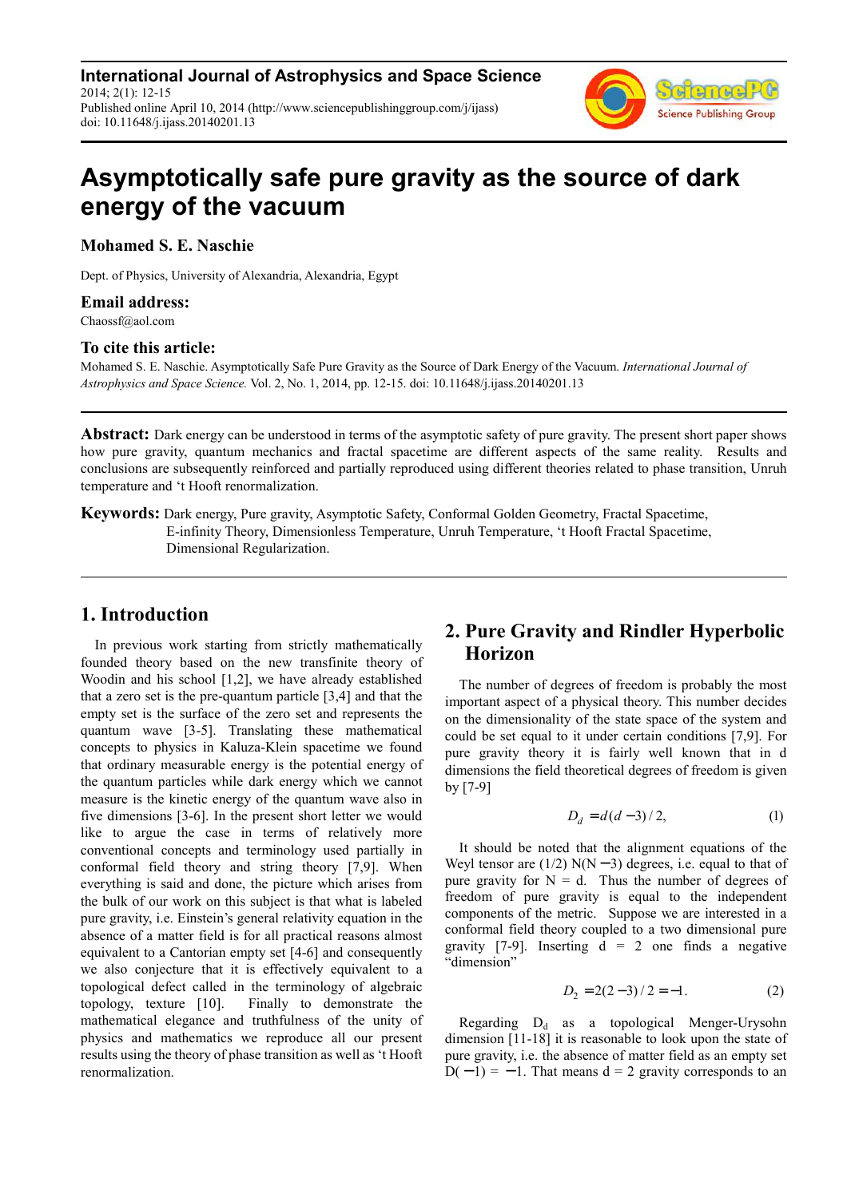**International Journal of Astrophysics and Space Science**
2014; 2(1): 12-15
Published online April 10, 2014 (http://www.sciencepublishinggroup.com/j/ijass)
doi: 10.11648/j.ijass.20140201.13

# Asymptotically safe pure gravity as the source of dark energy of the vacuum

**Mohamed S. E. Naschie**

Dept. of Physics, University of Alexandria, Alexandria, Egypt

### Email address:

Chaossf@aol.com

### To cite this article:

Mohamed S. E. Naschie. Asymptotically Safe Pure Gravity as the Source of Dark Energy of the Vacuum. *International Journal of Astrophysics and Space Science.* Vol. 2, No. 1, 2014, pp. 12-15. doi: 10.11648/j.ijass.20140201.13

---

**Abstract:** Dark energy can be understood in terms of the asymptotic safety of pure gravity. The present short paper shows how pure gravity, quantum mechanics and fractal spacetime are different aspects of the same reality. Results and conclusions are subsequently reinforced and partially reproduced using different theories related to phase transition, Unruh temperature and 't Hooft renormalization.

**Keywords:** Dark energy, Pure gravity, Asymptotic Safety, Conformal Golden Geometry, Fractal Spacetime, E-infinity Theory, Dimensionless Temperature, Unruh Temperature, 't Hooft Fractal Spacetime, Dimensional Regularization.

---

## 1. Introduction

In previous work starting from strictly mathematically founded theory based on the new transfinite theory of Woodin and his school [1,2], we have already established that a zero set is the pre-quantum particle [3,4] and that the empty set is the surface of the zero set and represents the quantum wave [3-5]. Translating these mathematical concepts to physics in Kaluza-Klein spacetime we found that ordinary measurable energy is the potential energy of the quantum particles while dark energy which we cannot measure is the kinetic energy of the quantum wave also in five dimensions [3-6]. In the present short letter we would like to argue the case in terms of relatively more conventional concepts and terminology used partially in conformal field theory and string theory [7,9]. When everything is said and done, the picture which arises from the bulk of our work on this subject is that what is labeled pure gravity, i.e. Einstein's general relativity equation in the absence of a matter field is for all practical reasons almost equivalent to a Cantorian empty set [4-6] and consequently we also conjecture that it is effectively equivalent to a topological defect called in the terminology of algebraic topology, texture [10]. Finally to demonstrate the mathematical elegance and truthfulness of the unity of physics and mathematics we reproduce all our present results using the theory of phase transition as well as 't Hooft renormalization.

## 2. Pure Gravity and Rindler Hyperbolic Horizon

The number of degrees of freedom is probably the most important aspect of a physical theory. This number decides on the dimensionality of the state space of the system and could be set equal to it under certain conditions [7,9]. For pure gravity theory it is fairly well known that in d dimensions the field theoretical degrees of freedom is given by [7-9]

$$D_d = d(d-3)/2, \tag{1}$$

It should be noted that the alignment equations of the Weyl tensor are (1/2) N(N − 3) degrees, i.e. equal to that of pure gravity for N = d. Thus the number of degrees of freedom of pure gravity is equal to the independent components of the metric. Suppose we are interested in a conformal field theory coupled to a two dimensional pure gravity [7-9]. Inserting d = 2 one finds a negative "dimension"

$$D_2 = 2(2-3)/2 = -1. \tag{2}$$

Regarding $D_d$ as a topological Menger-Urysohn dimension [11-18] it is reasonable to look upon the state of pure gravity, i.e. the absence of matter field as an empty set $D(-1) = -1$. That means d = 2 gravity corresponds to an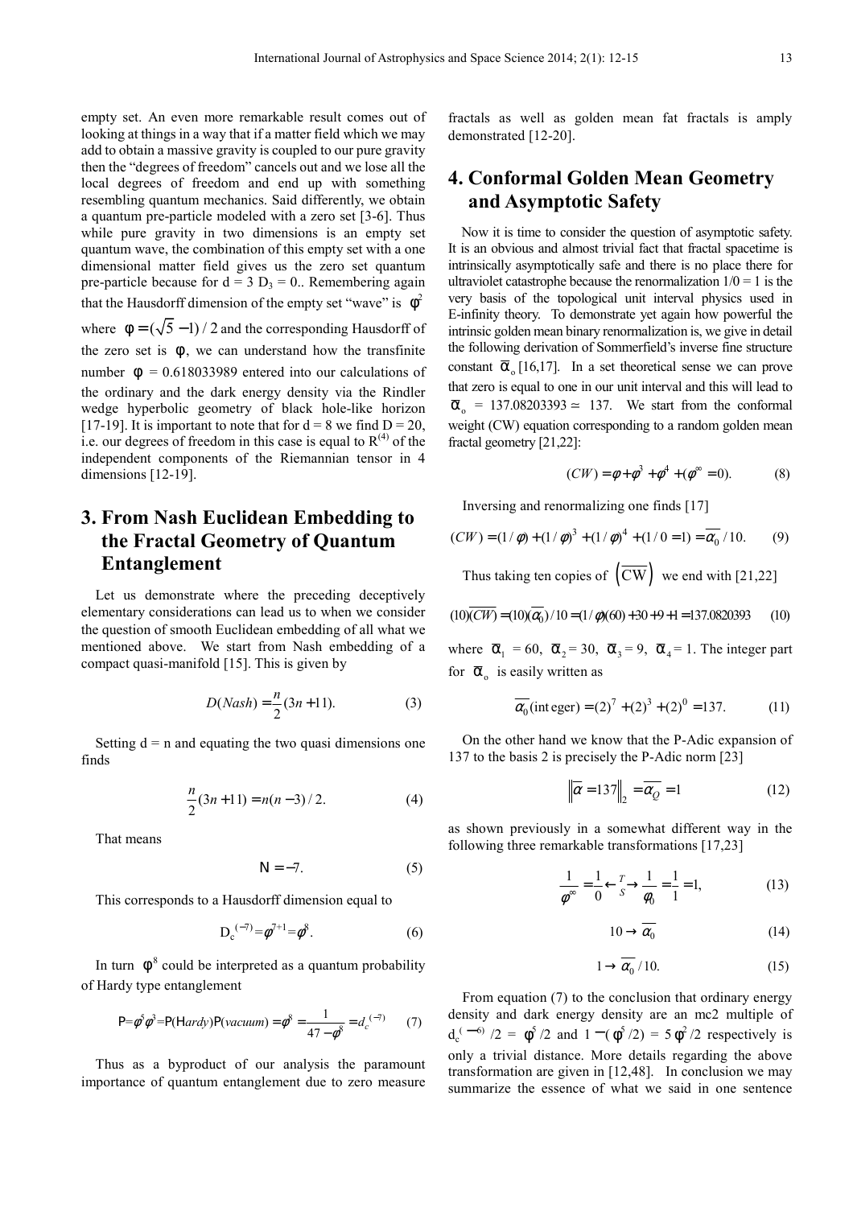empty set. An even more remarkable result comes out of looking at things in a way that if a matter field which we may add to obtain a massive gravity is coupled to our pure gravity then the "degrees of freedom" cancels out and we lose all the local degrees of freedom and end up with something resembling quantum mechanics. Said differently, we obtain a quantum pre-particle modeled with a zero set [3-6]. Thus while pure gravity in two dimensions is an empty set quantum wave, the combination of this empty set with a one dimensional matter field gives us the zero set quantum pre-particle because for d = 3 $D_3 = 0$.. Remembering again that the Hausdorff dimension of the empty set "wave" is $\phi^2$ where $\phi = (\sqrt{5}-1)/2$ and the corresponding Hausdorff of the zero set is $\phi$, we can understand how the transfinite number $\phi$ = 0.618033989 entered into our calculations of the ordinary and the dark energy density via the Rindler wedge hyperbolic geometry of black hole-like horizon [17-19]. It is important to note that for d = 8 we find D = 20, i.e. our degrees of freedom in this case is equal to $R^{(4)}$ of the independent components of the Riemannian tensor in 4 dimensions [12-19].

## 3. From Nash Euclidean Embedding to the Fractal Geometry of Quantum Entanglement

Let us demonstrate where the preceding deceptively elementary considerations can lead us to when we consider the question of smooth Euclidean embedding of all what we mentioned above. We start from Nash embedding of a compact quasi-manifold [15]. This is given by

$$D(Nash) = \frac{n}{2}(3n+11). \tag{3}$$

Setting d = n and equating the two quasi dimensions one finds

$$\frac{n}{2}(3n+11) = n(n-3)/2. \tag{4}$$

That means

$$N = -7. \tag{5}$$

This corresponds to a Hausdorff dimension equal to

$$D_c^{(-7)} = \phi^{7+1} = \phi^8. \tag{6}$$

In turn $\phi^8$ could be interpreted as a quantum probability of Hardy type entanglement

$$P = \phi^5 \phi^3 = P(Hardy)P(vacuum) = \phi^8 = \frac{1}{47-\phi^8} = d_c^{(-7)} \tag{7}$$

Thus as a byproduct of our analysis the paramount importance of quantum entanglement due to zero measure fractals as well as golden mean fat fractals is amply demonstrated [12-20].

## 4. Conformal Golden Mean Geometry and Asymptotic Safety

Now it is time to consider the question of asymptotic safety. It is an obvious and almost trivial fact that fractal spacetime is intrinsically asymptotically safe and there is no place there for ultraviolet catastrophe because the renormalization 1/0 = 1 is the very basis of the topological unit interval physics used in E-infinity theory. To demonstrate yet again how powerful the intrinsic golden mean binary renormalization is, we give in detail the following derivation of Sommerfield's inverse fine structure constant $\bar{\alpha}_o$ [16,17]. In a set theoretical sense we can prove that zero is equal to one in our unit interval and this will lead to $\bar{\alpha}_o$ = 137.08203393 ≃ 137. We start from the conformal weight (CW) equation corresponding to a random golden mean fractal geometry [21,22]:

$$(CW) = \phi + \phi^3 + \phi^4 + (\phi^\infty = 0). \tag{8}$$

Inversing and renormalizing one finds [17]

$$(CW) = (1/\phi) + (1/\phi)^3 + (1/\phi)^4 + (1/0 = 1) = \overline{\alpha_0}/10. \tag{9}$$

Thus taking ten copies of $\left(\overline{CW}\right)$ we end with [21,22]

$$(10)\overline{(CW)} = (10)(\overline{\alpha_0})/10 = (1/\phi)(60) + 30 + 9 + 1 = 137.0820393 \tag{10}$$

where $\bar{\alpha}_1$ = 60, $\bar{\alpha}_2$ = 30, $\bar{\alpha}_3$ = 9, $\bar{\alpha}_4$ = 1. The integer part for $\bar{\alpha}_o$ is easily written as

$$\overline{\alpha_0}(\text{integer}) = (2)^7 + (2)^3 + (2)^0 = 137. \tag{11}$$

On the other hand we know that the P-Adic expansion of 137 to the basis 2 is precisely the P-Adic norm [23]

$$\left\| \overline{\alpha} = 137 \right\|_2 = \overline{\alpha_Q} = 1 \tag{12}$$

as shown previously in a somewhat different way in the following three remarkable transformations [17,23]

$$\frac{1}{\phi^\infty} = \frac{1}{0} \xleftarrow[S]{T} \frac{1}{\phi_0} = \frac{1}{1} = 1, \tag{13}$$

$$10 \to \overline{\alpha_0} \tag{14}$$

$$1 \to \overline{\alpha_0}/10. \tag{15}$$

From equation (7) to the conclusion that ordinary energy density and dark energy density are an mc2 multiple of $d_c^{(-6)}/2 = \phi^5/2$ and $1-(\phi^5/2) = 5\phi^2/2$ respectively is only a trivial distance. More details regarding the above transformation are given in [12,48]. In conclusion we may summarize the essence of what we said in one sentence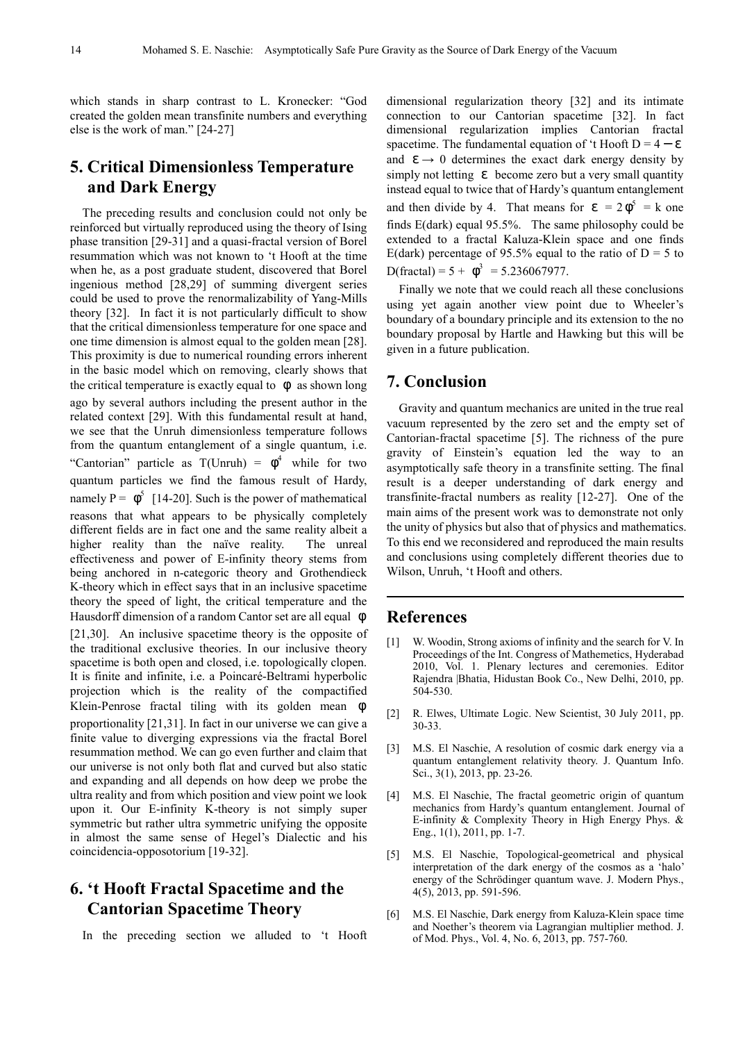which stands in sharp contrast to L. Kronecker: "God created the golden mean transfinite numbers and everything else is the work of man." [24-27]

## 5. Critical Dimensionless Temperature and Dark Energy

The preceding results and conclusion could not only be reinforced but virtually reproduced using the theory of Ising phase transition [29-31] and a quasi-fractal version of Borel resummation which was not known to 't Hooft at the time when he, as a post graduate student, discovered that Borel ingenious method [28,29] of summing divergent series could be used to prove the renormalizability of Yang-Mills theory [32]. In fact it is not particularly difficult to show that the critical dimensionless temperature for one space and one time dimension is almost equal to the golden mean [28]. This proximity is due to numerical rounding errors inherent in the basic model which on removing, clearly shows that the critical temperature is exactly equal to $\phi$ as shown long ago by several authors including the present author in the related context [29]. With this fundamental result at hand, we see that the Unruh dimensionless temperature follows from the quantum entanglement of a single quantum, i.e. "Cantorian" particle as T(Unruh) = $\phi^4$ while for two quantum particles we find the famous result of Hardy, namely P = $\phi^5$ [14-20]. Such is the power of mathematical reasons that what appears to be physically completely different fields are in fact one and the same reality albeit a higher reality than the naïve reality. The unreal effectiveness and power of E-infinity theory stems from being anchored in n-categoric theory and Grothendieck K-theory which in effect says that in an inclusive spacetime theory the speed of light, the critical temperature and the Hausdorff dimension of a random Cantor set are all equal $\phi$ [21,30]. An inclusive spacetime theory is the opposite of the traditional exclusive theories. In our inclusive theory spacetime is both open and closed, i.e. topologically clopen. It is finite and infinite, i.e. a Poincaré-Beltrami hyperbolic projection which is the reality of the compactified Klein-Penrose fractal tiling with its golden mean $\phi$ proportionality [21,31]. In fact in our universe we can give a finite value to diverging expressions via the fractal Borel resummation method. We can go even further and claim that our universe is not only both flat and curved but also static and expanding and all depends on how deep we probe the ultra reality and from which position and view point we look upon it. Our E-infinity K-theory is not simply super symmetric but rather ultra symmetric unifying the opposite in almost the same sense of Hegel's Dialectic and his coincidencia-opposotorium [19-32].

## 6. 't Hooft Fractal Spacetime and the Cantorian Spacetime Theory

In the preceding section we alluded to 't Hooft dimensional regularization theory [32] and its intimate connection to our Cantorian spacetime [32]. In fact dimensional regularization implies Cantorian fractal spacetime. The fundamental equation of 't Hooft $D = 4 - \varepsilon$ and $\varepsilon \to 0$ determines the exact dark energy density by simply not letting $\varepsilon$ become zero but a very small quantity instead equal to twice that of Hardy's quantum entanglement and then divide by 4. That means for $\varepsilon = 2\phi^5 = k$ one finds E(dark) equal 95.5%. The same philosophy could be extended to a fractal Kaluza-Klein space and one finds E(dark) percentage of 95.5% equal to the ratio of D = 5 to D(fractal) = 5 + $\phi^3$ = 5.236067977.

Finally we note that we could reach all these conclusions using yet again another view point due to Wheeler's boundary of a boundary principle and its extension to the no boundary proposal by Hartle and Hawking but this will be given in a future publication.

## 7. Conclusion

Gravity and quantum mechanics are united in the true real vacuum represented by the zero set and the empty set of Cantorian-fractal spacetime [5]. The richness of the pure gravity of Einstein's equation led the way to an asymptotically safe theory in a transfinite setting. The final result is a deeper understanding of dark energy and transfinite-fractal numbers as reality [12-27]. One of the main aims of the present work was to demonstrate not only the unity of physics but also that of physics and mathematics. To this end we reconsidered and reproduced the main results and conclusions using completely different theories due to Wilson, Unruh, 't Hooft and others.

## References

[1] W. Woodin, Strong axioms of infinity and the search for V. In Proceedings of the Int. Congress of Mathemetics, Hyderabad 2010, Vol. 1. Plenary lectures and ceremonies. Editor Rajendra |Bhatia, Hidustan Book Co., New Delhi, 2010, pp. 504-530.

[2] R. Elwes, Ultimate Logic. New Scientist, 30 July 2011, pp. 30-33.

[3] M.S. El Naschie, A resolution of cosmic dark energy via a quantum entanglement relativity theory. J. Quantum Info. Sci., 3(1), 2013, pp. 23-26.

[4] M.S. El Naschie, The fractal geometric origin of quantum mechanics from Hardy's quantum entanglement. Journal of E-infinity & Complexity Theory in High Energy Phys. & Eng., 1(1), 2011, pp. 1-7.

[5] M.S. El Naschie, Topological-geometrical and physical interpretation of the dark energy of the cosmos as a 'halo' energy of the Schrödinger quantum wave. J. Modern Phys., 4(5), 2013, pp. 591-596.

[6] M.S. El Naschie, Dark energy from Kaluza-Klein space time and Noether's theorem via Lagrangian multiplier method. J. of Mod. Phys., Vol. 4, No. 6, 2013, pp. 757-760.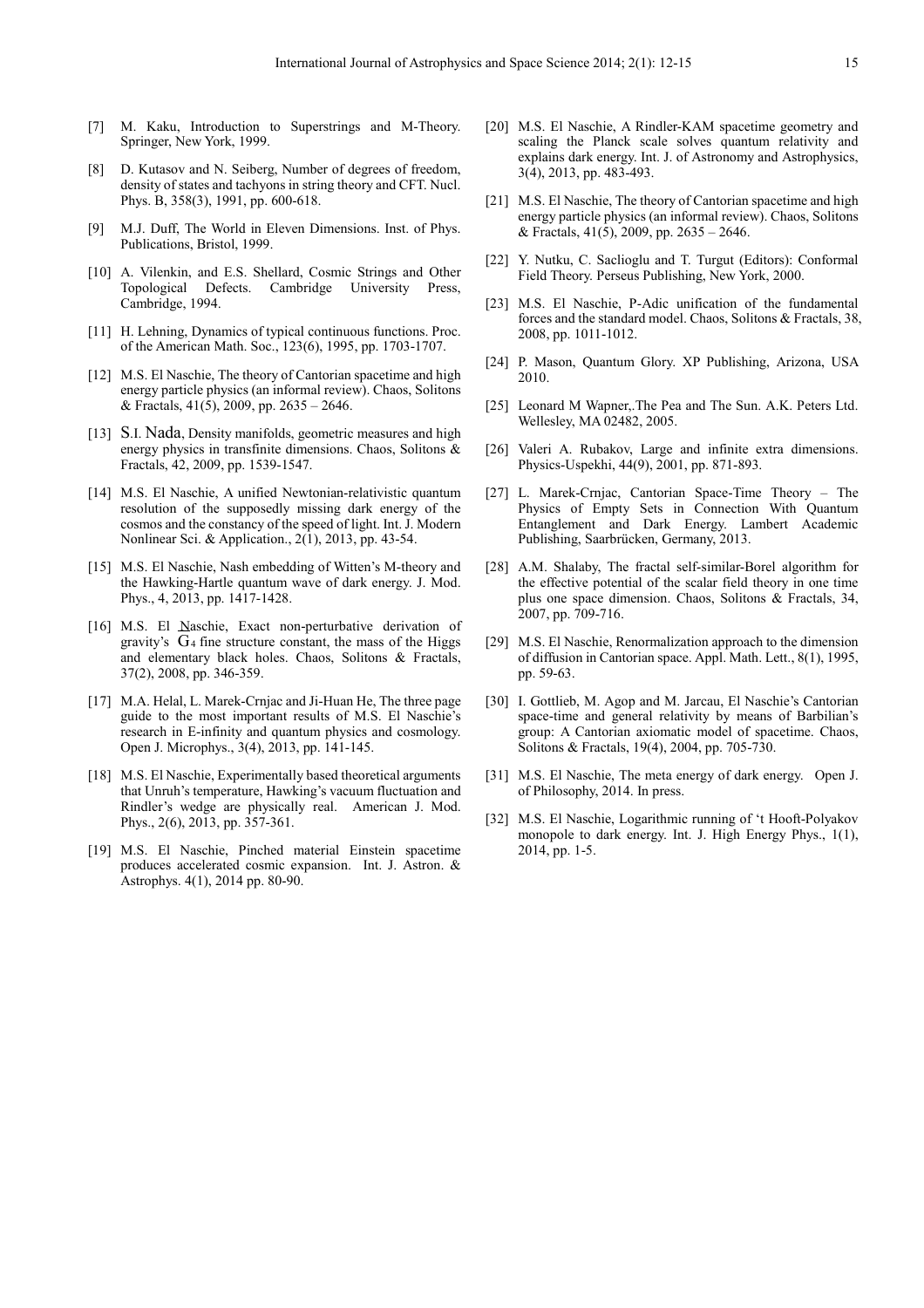[7] M. Kaku, Introduction to Superstrings and M-Theory. Springer, New York, 1999.

[8] D. Kutasov and N. Seiberg, Number of degrees of freedom, density of states and tachyons in string theory and CFT. Nucl. Phys. B, 358(3), 1991, pp. 600-618.

[9] M.J. Duff, The World in Eleven Dimensions. Inst. of Phys. Publications, Bristol, 1999.

[10] A. Vilenkin, and E.S. Shellard, Cosmic Strings and Other Topological Defects. Cambridge University Press, Cambridge, 1994.

[11] H. Lehning, Dynamics of typical continuous functions. Proc. of the American Math. Soc., 123(6), 1995, pp. 1703-1707.

[12] M.S. El Naschie, The theory of Cantorian spacetime and high energy particle physics (an informal review). Chaos, Solitons & Fractals, 41(5), 2009, pp. 2635 – 2646.

[13] S.I. Nada, Density manifolds, geometric measures and high energy physics in transfinite dimensions. Chaos, Solitons & Fractals, 42, 2009, pp. 1539-1547.

[14] M.S. El Naschie, A unified Newtonian-relativistic quantum resolution of the supposedly missing dark energy of the cosmos and the constancy of the speed of light. Int. J. Modern Nonlinear Sci. & Application., 2(1), 2013, pp. 43-54.

[15] M.S. El Naschie, Nash embedding of Witten's M-theory and the Hawking-Hartle quantum wave of dark energy. J. Mod. Phys., 4, 2013, pp. 1417-1428.

[16] M.S. El Naschie, Exact non-perturbative derivation of gravity's $G_4$ fine structure constant, the mass of the Higgs and elementary black holes. Chaos, Solitons & Fractals, 37(2), 2008, pp. 346-359.

[17] M.A. Helal, L. Marek-Crnjac and Ji-Huan He, The three page guide to the most important results of M.S. El Naschie's research in E-infinity and quantum physics and cosmology. Open J. Microphys., 3(4), 2013, pp. 141-145.

[18] M.S. El Naschie, Experimentally based theoretical arguments that Unruh's temperature, Hawking's vacuum fluctuation and Rindler's wedge are physically real. American J. Mod. Phys., 2(6), 2013, pp. 357-361.

[19] M.S. El Naschie, Pinched material Einstein spacetime produces accelerated cosmic expansion. Int. J. Astron. & Astrophys. 4(1), 2014 pp. 80-90.

[20] M.S. El Naschie, A Rindler-KAM spacetime geometry and scaling the Planck scale solves quantum relativity and explains dark energy. Int. J. of Astronomy and Astrophysics, 3(4), 2013, pp. 483-493.

[21] M.S. El Naschie, The theory of Cantorian spacetime and high energy particle physics (an informal review). Chaos, Solitons & Fractals, 41(5), 2009, pp. 2635 – 2646.

[22] Y. Nutku, C. Saclioglu and T. Turgut (Editors): Conformal Field Theory. Perseus Publishing, New York, 2000.

[23] M.S. El Naschie, P-Adic unification of the fundamental forces and the standard model. Chaos, Solitons & Fractals, 38, 2008, pp. 1011-1012.

[24] P. Mason, Quantum Glory. XP Publishing, Arizona, USA 2010.

[25] Leonard M Wapner,.The Pea and The Sun. A.K. Peters Ltd. Wellesley, MA 02482, 2005.

[26] Valeri A. Rubakov, Large and infinite extra dimensions. Physics-Uspekhi, 44(9), 2001, pp. 871-893.

[27] L. Marek-Crnjac, Cantorian Space-Time Theory – The Physics of Empty Sets in Connection With Quantum Entanglement and Dark Energy. Lambert Academic Publishing, Saarbrücken, Germany, 2013.

[28] A.M. Shalaby, The fractal self-similar-Borel algorithm for the effective potential of the scalar field theory in one time plus one space dimension. Chaos, Solitons & Fractals, 34, 2007, pp. 709-716.

[29] M.S. El Naschie, Renormalization approach to the dimension of diffusion in Cantorian space. Appl. Math. Lett., 8(1), 1995, pp. 59-63.

[30] I. Gottlieb, M. Agop and M. Jarcau, El Naschie's Cantorian space-time and general relativity by means of Barbilian's group: A Cantorian axiomatic model of spacetime. Chaos, Solitons & Fractals, 19(4), 2004, pp. 705-730.

[31] M.S. El Naschie, The meta energy of dark energy. Open J. of Philosophy, 2014. In press.

[32] M.S. El Naschie, Logarithmic running of 't Hooft-Polyakov monopole to dark energy. Int. J. High Energy Phys., 1(1), 2014, pp. 1-5.